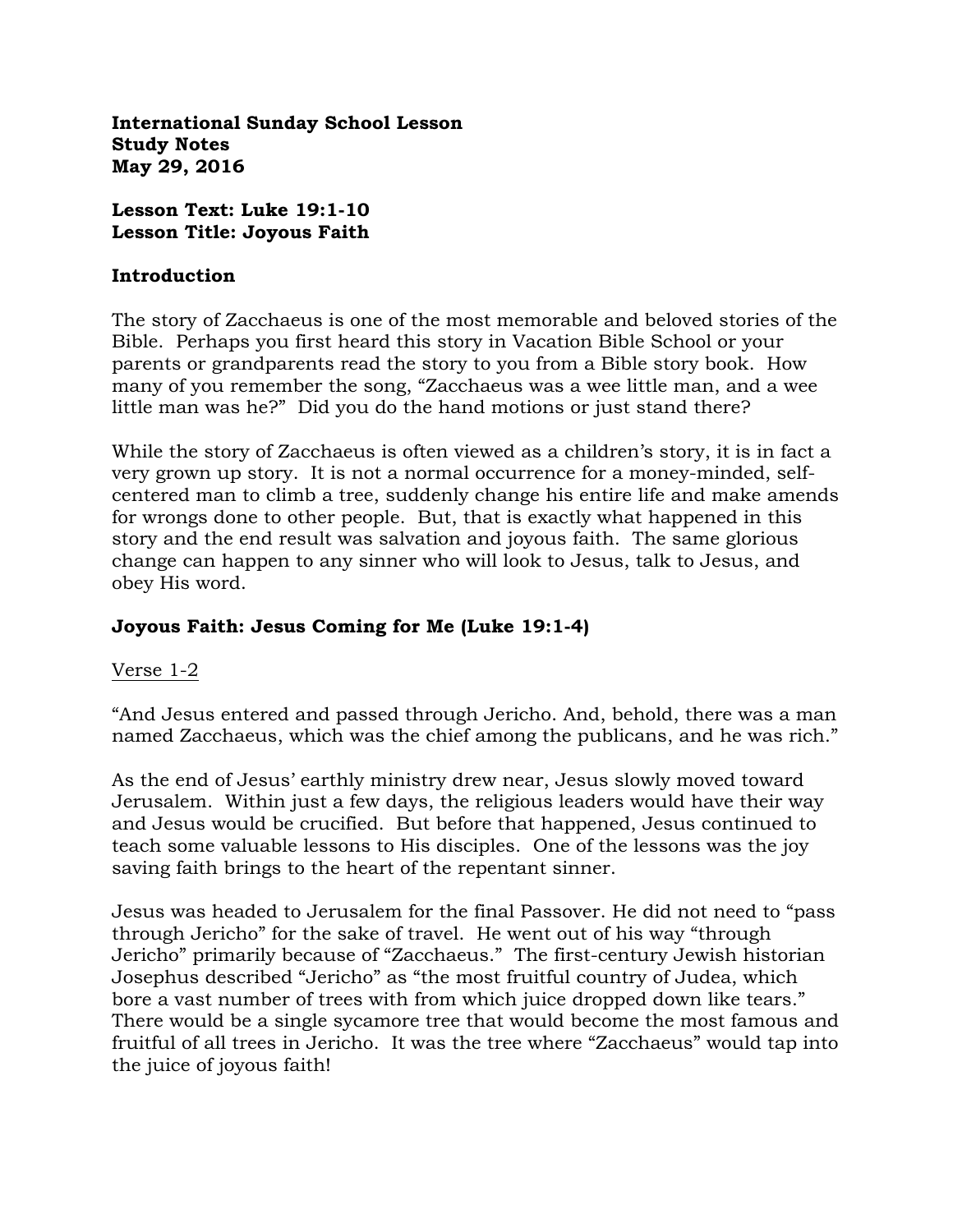**International Sunday School Lesson**
**Study Notes**
**May 29, 2016**

**Lesson Text: Luke 19:1-10**
**Lesson Title: Joyous Faith**

## Introduction

The story of Zacchaeus is one of the most memorable and beloved stories of the Bible. Perhaps you first heard this story in Vacation Bible School or your parents or grandparents read the story to you from a Bible story book. How many of you remember the song, "Zacchaeus was a wee little man, and a wee little man was he?" Did you do the hand motions or just stand there?

While the story of Zacchaeus is often viewed as a children's story, it is in fact a very grown up story. It is not a normal occurrence for a money-minded, self-centered man to climb a tree, suddenly change his entire life and make amends for wrongs done to other people. But, that is exactly what happened in this story and the end result was salvation and joyous faith. The same glorious change can happen to any sinner who will look to Jesus, talk to Jesus, and obey His word.

## Joyous Faith: Jesus Coming for Me (Luke 19:1-4)

Verse 1-2

"And Jesus entered and passed through Jericho. And, behold, there was a man named Zacchaeus, which was the chief among the publicans, and he was rich."

As the end of Jesus' earthly ministry drew near, Jesus slowly moved toward Jerusalem. Within just a few days, the religious leaders would have their way and Jesus would be crucified. But before that happened, Jesus continued to teach some valuable lessons to His disciples. One of the lessons was the joy saving faith brings to the heart of the repentant sinner.

Jesus was headed to Jerusalem for the final Passover. He did not need to "pass through Jericho" for the sake of travel. He went out of his way "through Jericho" primarily because of "Zacchaeus." The first-century Jewish historian Josephus described "Jericho" as "the most fruitful country of Judea, which bore a vast number of trees with from which juice dropped down like tears." There would be a single sycamore tree that would become the most famous and fruitful of all trees in Jericho. It was the tree where "Zacchaeus" would tap into the juice of joyous faith!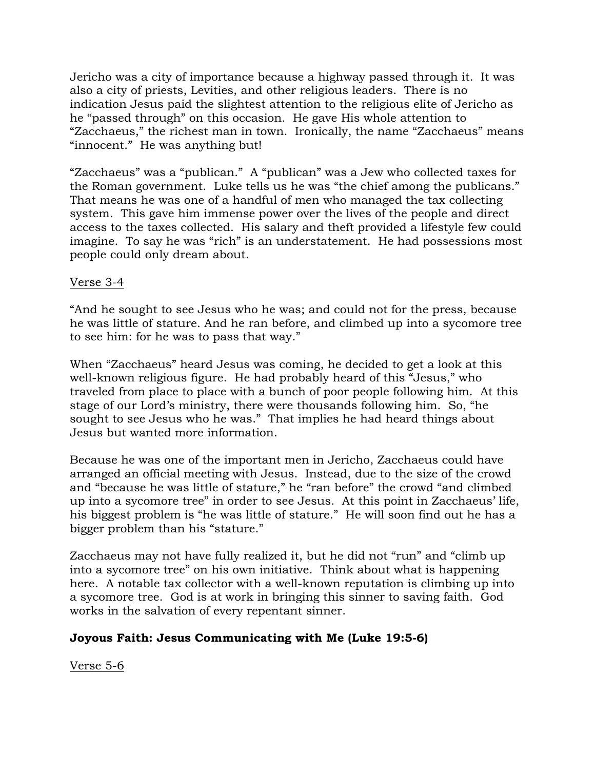Jericho was a city of importance because a highway passed through it. It was also a city of priests, Levities, and other religious leaders. There is no indication Jesus paid the slightest attention to the religious elite of Jericho as he "passed through" on this occasion. He gave His whole attention to "Zacchaeus," the richest man in town. Ironically, the name "Zacchaeus" means "innocent." He was anything but!

"Zacchaeus" was a "publican." A "publican" was a Jew who collected taxes for the Roman government. Luke tells us he was "the chief among the publicans." That means he was one of a handful of men who managed the tax collecting system. This gave him immense power over the lives of the people and direct access to the taxes collected. His salary and theft provided a lifestyle few could imagine. To say he was "rich" is an understatement. He had possessions most people could only dream about.

<u>Verse 3-4</u>

"And he sought to see Jesus who he was; and could not for the press, because he was little of stature. And he ran before, and climbed up into a sycomore tree to see him: for he was to pass that way."

When "Zacchaeus" heard Jesus was coming, he decided to get a look at this well-known religious figure. He had probably heard of this "Jesus," who traveled from place to place with a bunch of poor people following him. At this stage of our Lord's ministry, there were thousands following him. So, "he sought to see Jesus who he was." That implies he had heard things about Jesus but wanted more information.

Because he was one of the important men in Jericho, Zacchaeus could have arranged an official meeting with Jesus. Instead, due to the size of the crowd and "because he was little of stature," he "ran before" the crowd "and climbed up into a sycomore tree" in order to see Jesus. At this point in Zacchaeus' life, his biggest problem is "he was little of stature." He will soon find out he has a bigger problem than his "stature."

Zacchaeus may not have fully realized it, but he did not "run" and "climb up into a sycomore tree" on his own initiative. Think about what is happening here. A notable tax collector with a well-known reputation is climbing up into a sycomore tree. God is at work in bringing this sinner to saving faith. God works in the salvation of every repentant sinner.

**Joyous Faith: Jesus Communicating with Me (Luke 19:5-6)**

<u>Verse 5-6</u>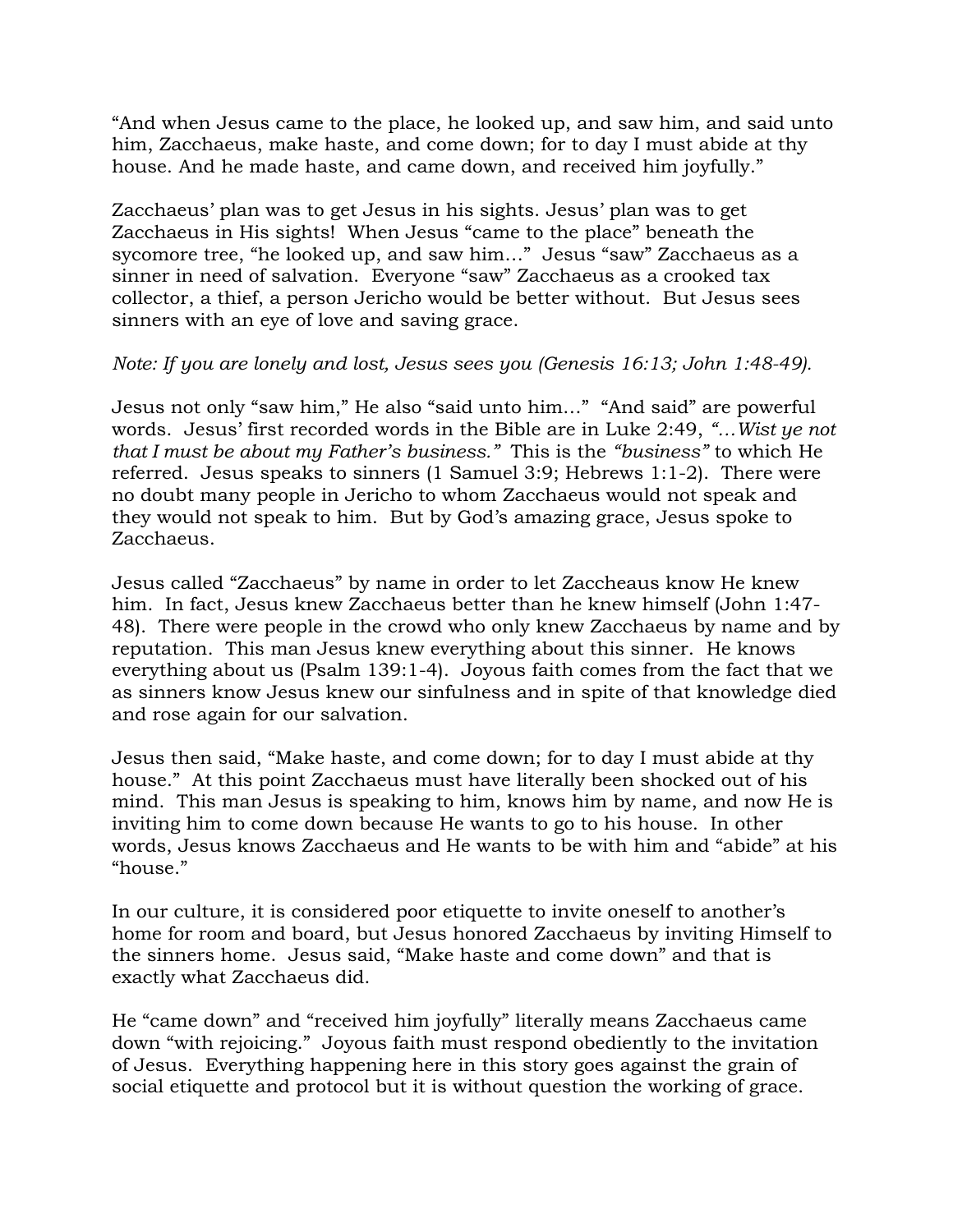"And when Jesus came to the place, he looked up, and saw him, and said unto him, Zacchaeus, make haste, and come down; for to day I must abide at thy house. And he made haste, and came down, and received him joyfully."

Zacchaeus' plan was to get Jesus in his sights. Jesus' plan was to get Zacchaeus in His sights! When Jesus "came to the place" beneath the sycomore tree, "he looked up, and saw him…" Jesus "saw" Zacchaeus as a sinner in need of salvation. Everyone "saw" Zacchaeus as a crooked tax collector, a thief, a person Jericho would be better without. But Jesus sees sinners with an eye of love and saving grace.

*Note: If you are lonely and lost, Jesus sees you (Genesis 16:13; John 1:48-49).*

Jesus not only "saw him," He also "said unto him…" "And said" are powerful words. Jesus' first recorded words in the Bible are in Luke 2:49, *"…Wist ye not that I must be about my Father's business."* This is the *"business"* to which He referred. Jesus speaks to sinners (1 Samuel 3:9; Hebrews 1:1-2). There were no doubt many people in Jericho to whom Zacchaeus would not speak and they would not speak to him. But by God's amazing grace, Jesus spoke to Zacchaeus.

Jesus called "Zacchaeus" by name in order to let Zaccheaus know He knew him. In fact, Jesus knew Zacchaeus better than he knew himself (John 1:47-48). There were people in the crowd who only knew Zacchaeus by name and by reputation. This man Jesus knew everything about this sinner. He knows everything about us (Psalm 139:1-4). Joyous faith comes from the fact that we as sinners know Jesus knew our sinfulness and in spite of that knowledge died and rose again for our salvation.

Jesus then said, "Make haste, and come down; for to day I must abide at thy house." At this point Zacchaeus must have literally been shocked out of his mind. This man Jesus is speaking to him, knows him by name, and now He is inviting him to come down because He wants to go to his house. In other words, Jesus knows Zacchaeus and He wants to be with him and "abide" at his "house."

In our culture, it is considered poor etiquette to invite oneself to another's home for room and board, but Jesus honored Zacchaeus by inviting Himself to the sinners home. Jesus said, "Make haste and come down" and that is exactly what Zacchaeus did.

He "came down" and "received him joyfully" literally means Zacchaeus came down "with rejoicing." Joyous faith must respond obediently to the invitation of Jesus. Everything happening here in this story goes against the grain of social etiquette and protocol but it is without question the working of grace.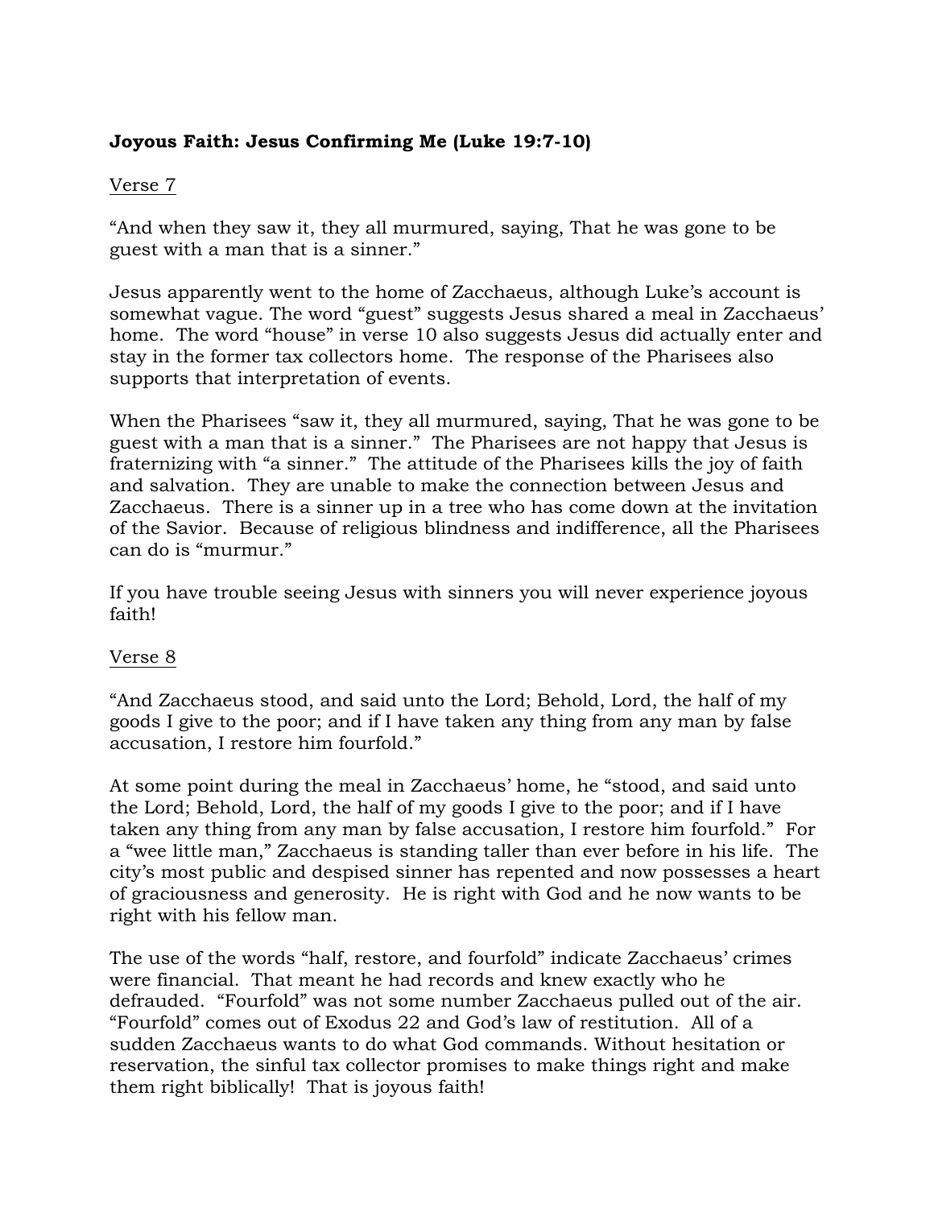**Joyous Faith: Jesus Confirming Me (Luke 19:7-10)**

Verse 7

"And when they saw it, they all murmured, saying, That he was gone to be guest with a man that is a sinner."

Jesus apparently went to the home of Zacchaeus, although Luke's account is somewhat vague. The word "guest" suggests Jesus shared a meal in Zacchaeus' home. The word "house" in verse 10 also suggests Jesus did actually enter and stay in the former tax collectors home. The response of the Pharisees also supports that interpretation of events.

When the Pharisees "saw it, they all murmured, saying, That he was gone to be guest with a man that is a sinner." The Pharisees are not happy that Jesus is fraternizing with "a sinner." The attitude of the Pharisees kills the joy of faith and salvation. They are unable to make the connection between Jesus and Zacchaeus. There is a sinner up in a tree who has come down at the invitation of the Savior. Because of religious blindness and indifference, all the Pharisees can do is "murmur."

If you have trouble seeing Jesus with sinners you will never experience joyous faith!

Verse 8

"And Zacchaeus stood, and said unto the Lord; Behold, Lord, the half of my goods I give to the poor; and if I have taken any thing from any man by false accusation, I restore him fourfold."

At some point during the meal in Zacchaeus' home, he "stood, and said unto the Lord; Behold, Lord, the half of my goods I give to the poor; and if I have taken any thing from any man by false accusation, I restore him fourfold." For a "wee little man," Zacchaeus is standing taller than ever before in his life. The city's most public and despised sinner has repented and now possesses a heart of graciousness and generosity. He is right with God and he now wants to be right with his fellow man.

The use of the words "half, restore, and fourfold" indicate Zacchaeus' crimes were financial. That meant he had records and knew exactly who he defrauded. "Fourfold" was not some number Zacchaeus pulled out of the air. "Fourfold" comes out of Exodus 22 and God's law of restitution. All of a sudden Zacchaeus wants to do what God commands. Without hesitation or reservation, the sinful tax collector promises to make things right and make them right biblically! That is joyous faith!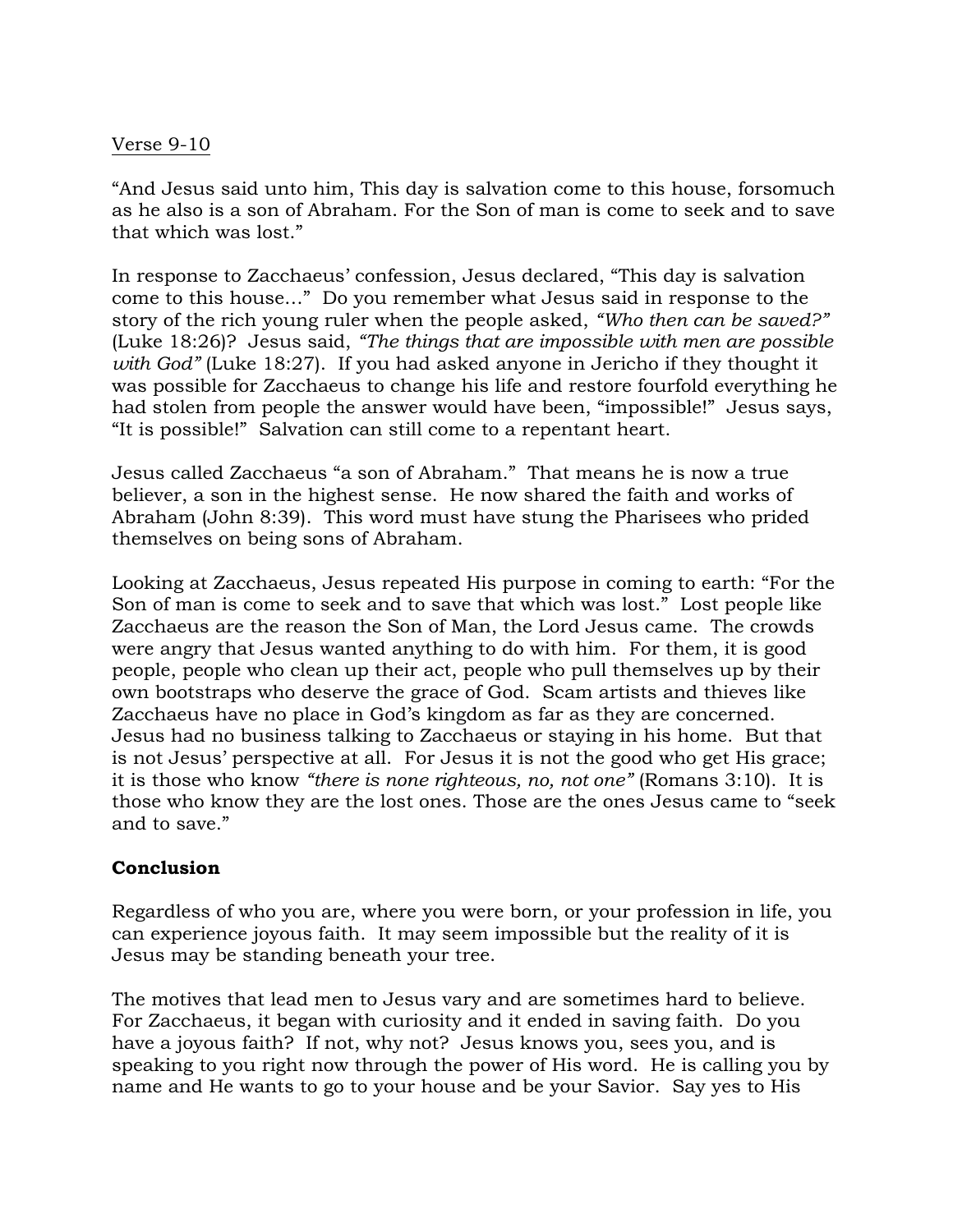Verse 9-10

“And Jesus said unto him, This day is salvation come to this house, forsomuch as he also is a son of Abraham. For the Son of man is come to seek and to save that which was lost.”

In response to Zacchaeus’ confession, Jesus declared, “This day is salvation come to this house…” Do you remember what Jesus said in response to the story of the rich young ruler when the people asked, *“Who then can be saved?”* (Luke 18:26)? Jesus said, *“The things that are impossible with men are possible with God”* (Luke 18:27). If you had asked anyone in Jericho if they thought it was possible for Zacchaeus to change his life and restore fourfold everything he had stolen from people the answer would have been, “impossible!” Jesus says, “It is possible!” Salvation can still come to a repentant heart.

Jesus called Zacchaeus “a son of Abraham.” That means he is now a true believer, a son in the highest sense. He now shared the faith and works of Abraham (John 8:39). This word must have stung the Pharisees who prided themselves on being sons of Abraham.

Looking at Zacchaeus, Jesus repeated His purpose in coming to earth: “For the Son of man is come to seek and to save that which was lost.” Lost people like Zacchaeus are the reason the Son of Man, the Lord Jesus came. The crowds were angry that Jesus wanted anything to do with him. For them, it is good people, people who clean up their act, people who pull themselves up by their own bootstraps who deserve the grace of God. Scam artists and thieves like Zacchaeus have no place in God’s kingdom as far as they are concerned. Jesus had no business talking to Zacchaeus or staying in his home. But that is not Jesus’ perspective at all. For Jesus it is not the good who get His grace; it is those who know *“there is none righteous, no, not one”* (Romans 3:10). It is those who know they are the lost ones. Those are the ones Jesus came to “seek and to save.”

**Conclusion**

Regardless of who you are, where you were born, or your profession in life, you can experience joyous faith. It may seem impossible but the reality of it is Jesus may be standing beneath your tree.

The motives that lead men to Jesus vary and are sometimes hard to believe. For Zacchaeus, it began with curiosity and it ended in saving faith. Do you have a joyous faith? If not, why not? Jesus knows you, sees you, and is speaking to you right now through the power of His word. He is calling you by name and He wants to go to your house and be your Savior. Say yes to His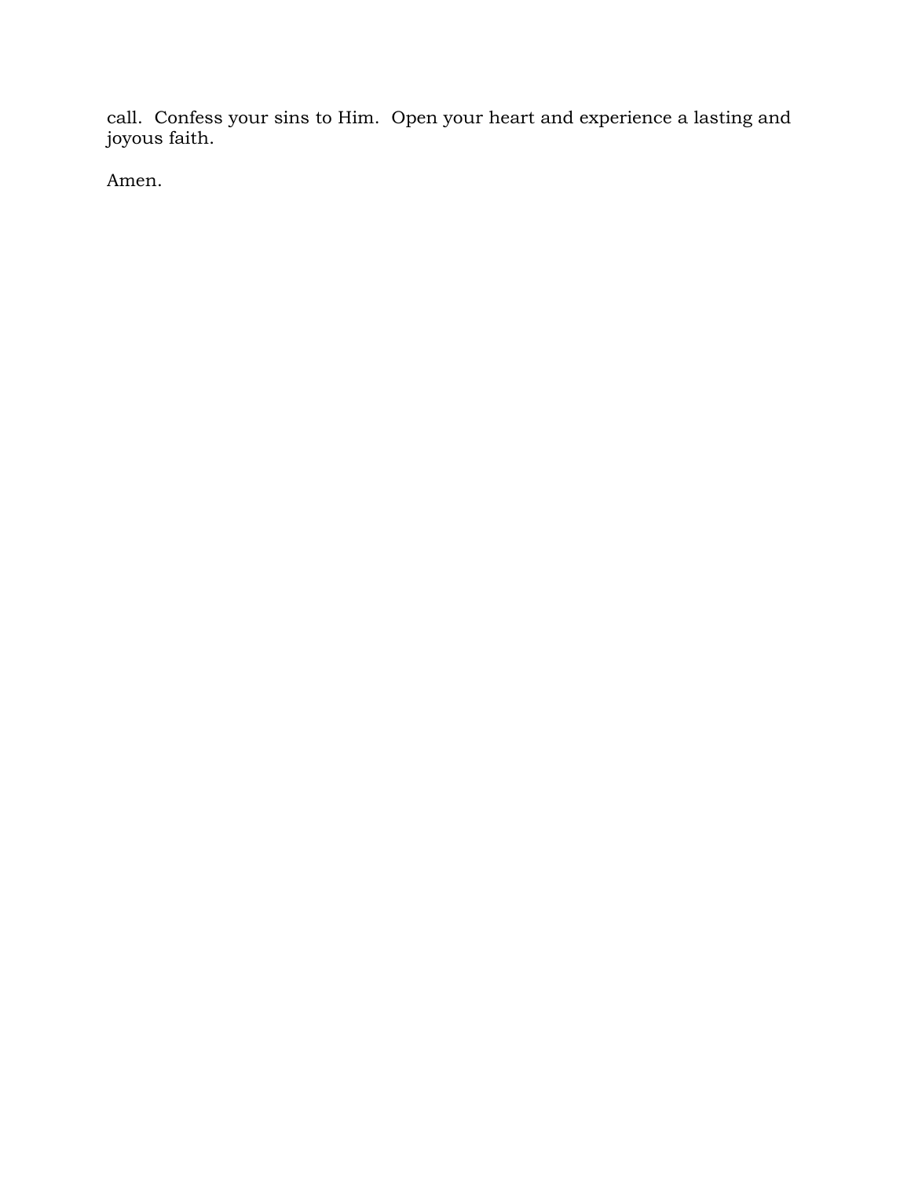call.  Confess your sins to Him.  Open your heart and experience a lasting and joyous faith.

Amen.